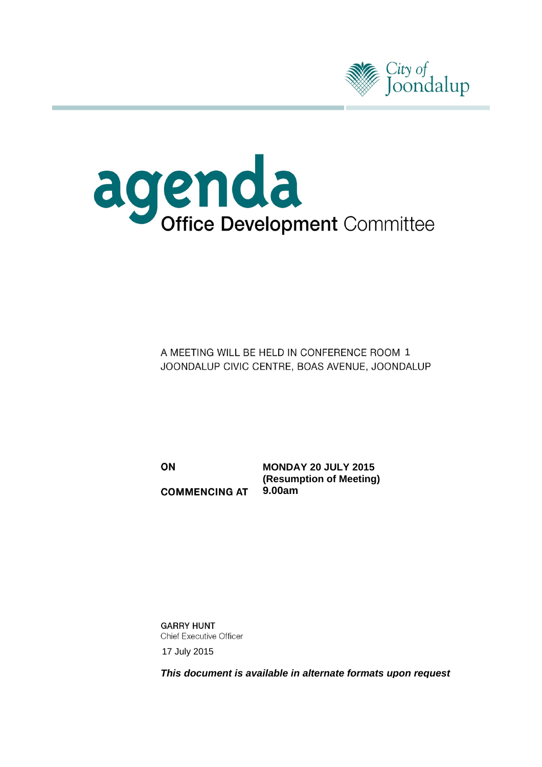City of Joondalup

# agenda

## Office Development Committee

A MEETING WILL BE HELD IN CONFERENCE ROOM 1
JOONDALUP CIVIC CENTRE, BOAS AVENUE, JOONDALUP

| | |
|---|---|
| **ON** | **MONDAY 20 JULY 2015 (Resumption of Meeting)** |
| **COMMENCING AT** | **9.00am** |

**GARRY HUNT**
Chief Executive Officer

17 July 2015

***This document is available in alternate formats upon request***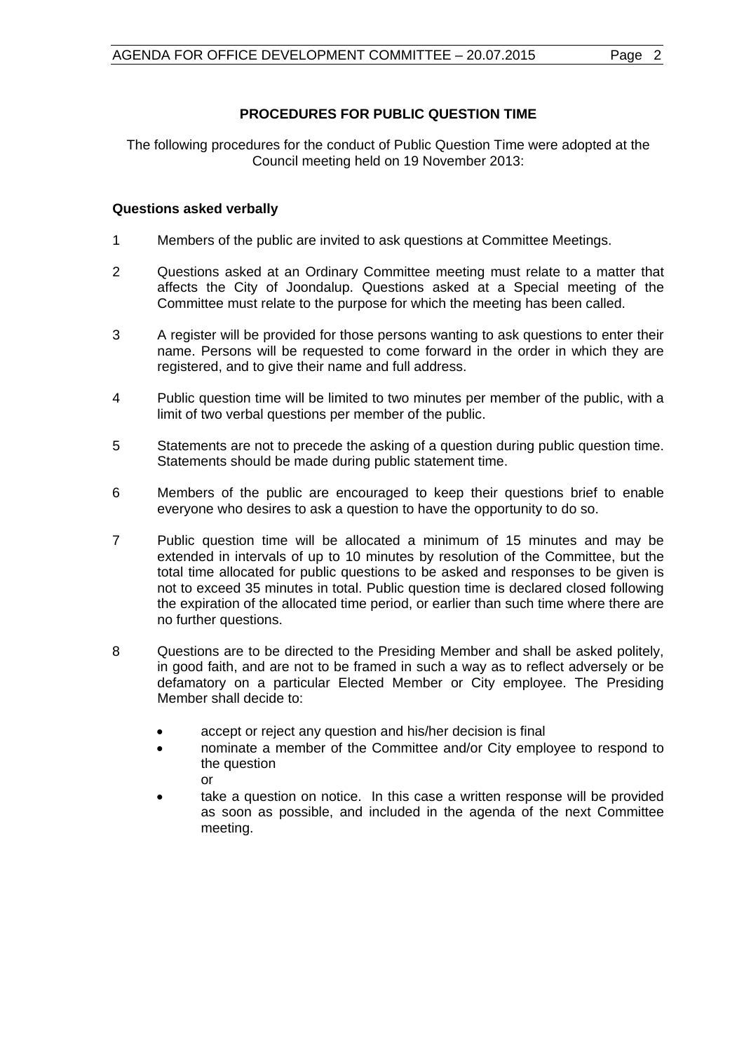## PROCEDURES FOR PUBLIC QUESTION TIME

The following procedures for the conduct of Public Question Time were adopted at the Council meeting held on 19 November 2013:

### Questions asked verbally

1. Members of the public are invited to ask questions at Committee Meetings.

2. Questions asked at an Ordinary Committee meeting must relate to a matter that affects the City of Joondalup. Questions asked at a Special meeting of the Committee must relate to the purpose for which the meeting has been called.

3. A register will be provided for those persons wanting to ask questions to enter their name. Persons will be requested to come forward in the order in which they are registered, and to give their name and full address.

4. Public question time will be limited to two minutes per member of the public, with a limit of two verbal questions per member of the public.

5. Statements are not to precede the asking of a question during public question time. Statements should be made during public statement time.

6. Members of the public are encouraged to keep their questions brief to enable everyone who desires to ask a question to have the opportunity to do so.

7. Public question time will be allocated a minimum of 15 minutes and may be extended in intervals of up to 10 minutes by resolution of the Committee, but the total time allocated for public questions to be asked and responses to be given is not to exceed 35 minutes in total. Public question time is declared closed following the expiration of the allocated time period, or earlier than such time where there are no further questions.

8. Questions are to be directed to the Presiding Member and shall be asked politely, in good faith, and are not to be framed in such a way as to reflect adversely or be defamatory on a particular Elected Member or City employee. The Presiding Member shall decide to:

   - accept or reject any question and his/her decision is final
   - nominate a member of the Committee and/or City employee to respond to the question
     
     or
   - take a question on notice. In this case a written response will be provided as soon as possible, and included in the agenda of the next Committee meeting.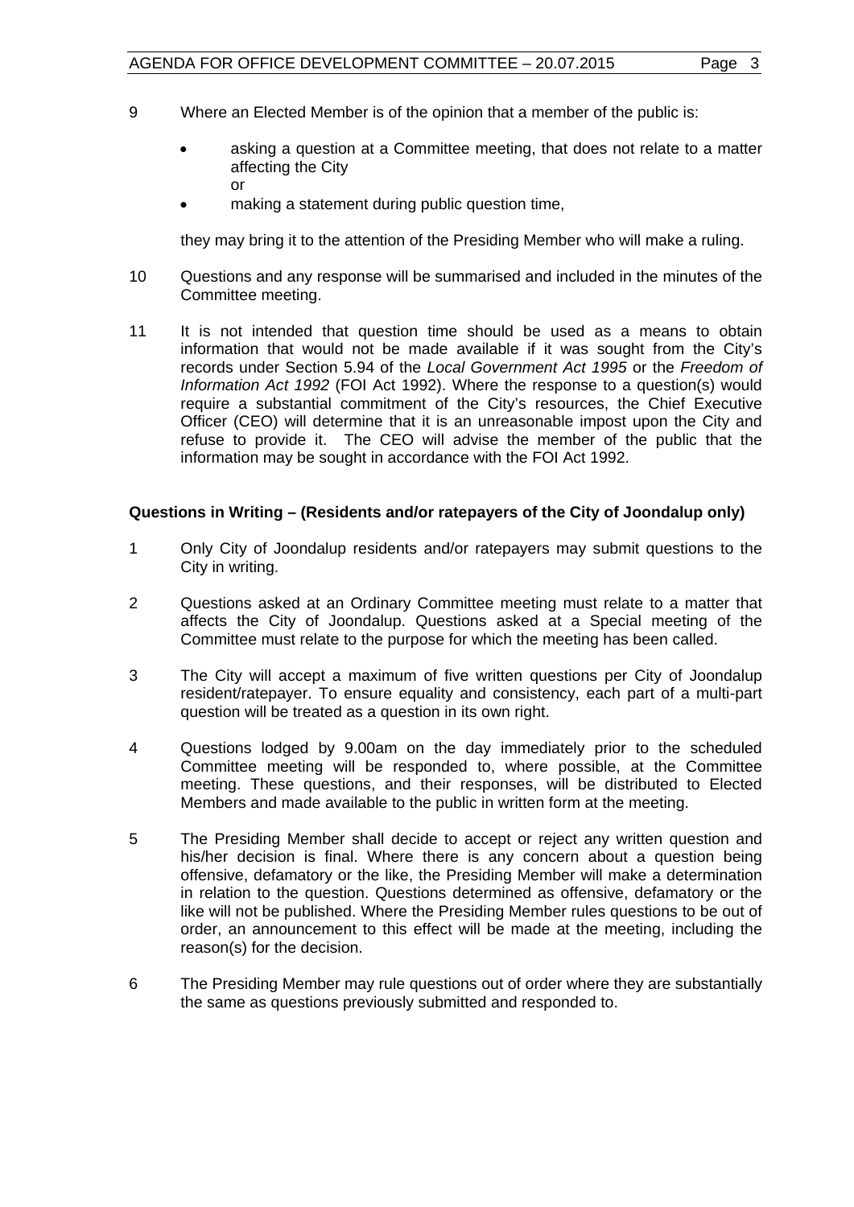9 Where an Elected Member is of the opinion that a member of the public is:

- asking a question at a Committee meeting, that does not relate to a matter affecting the City
  or
- making a statement during public question time,

they may bring it to the attention of the Presiding Member who will make a ruling.

10 Questions and any response will be summarised and included in the minutes of the Committee meeting.

11 It is not intended that question time should be used as a means to obtain information that would not be made available if it was sought from the City's records under Section 5.94 of the *Local Government Act 1995* or the *Freedom of Information Act 1992* (FOI Act 1992). Where the response to a question(s) would require a substantial commitment of the City's resources, the Chief Executive Officer (CEO) will determine that it is an unreasonable impost upon the City and refuse to provide it. The CEO will advise the member of the public that the information may be sought in accordance with the FOI Act 1992.

**Questions in Writing – (Residents and/or ratepayers of the City of Joondalup only)**

1 Only City of Joondalup residents and/or ratepayers may submit questions to the City in writing.

2 Questions asked at an Ordinary Committee meeting must relate to a matter that affects the City of Joondalup. Questions asked at a Special meeting of the Committee must relate to the purpose for which the meeting has been called.

3 The City will accept a maximum of five written questions per City of Joondalup resident/ratepayer. To ensure equality and consistency, each part of a multi-part question will be treated as a question in its own right.

4 Questions lodged by 9.00am on the day immediately prior to the scheduled Committee meeting will be responded to, where possible, at the Committee meeting. These questions, and their responses, will be distributed to Elected Members and made available to the public in written form at the meeting.

5 The Presiding Member shall decide to accept or reject any written question and his/her decision is final. Where there is any concern about a question being offensive, defamatory or the like, the Presiding Member will make a determination in relation to the question. Questions determined as offensive, defamatory or the like will not be published. Where the Presiding Member rules questions to be out of order, an announcement to this effect will be made at the meeting, including the reason(s) for the decision.

6 The Presiding Member may rule questions out of order where they are substantially the same as questions previously submitted and responded to.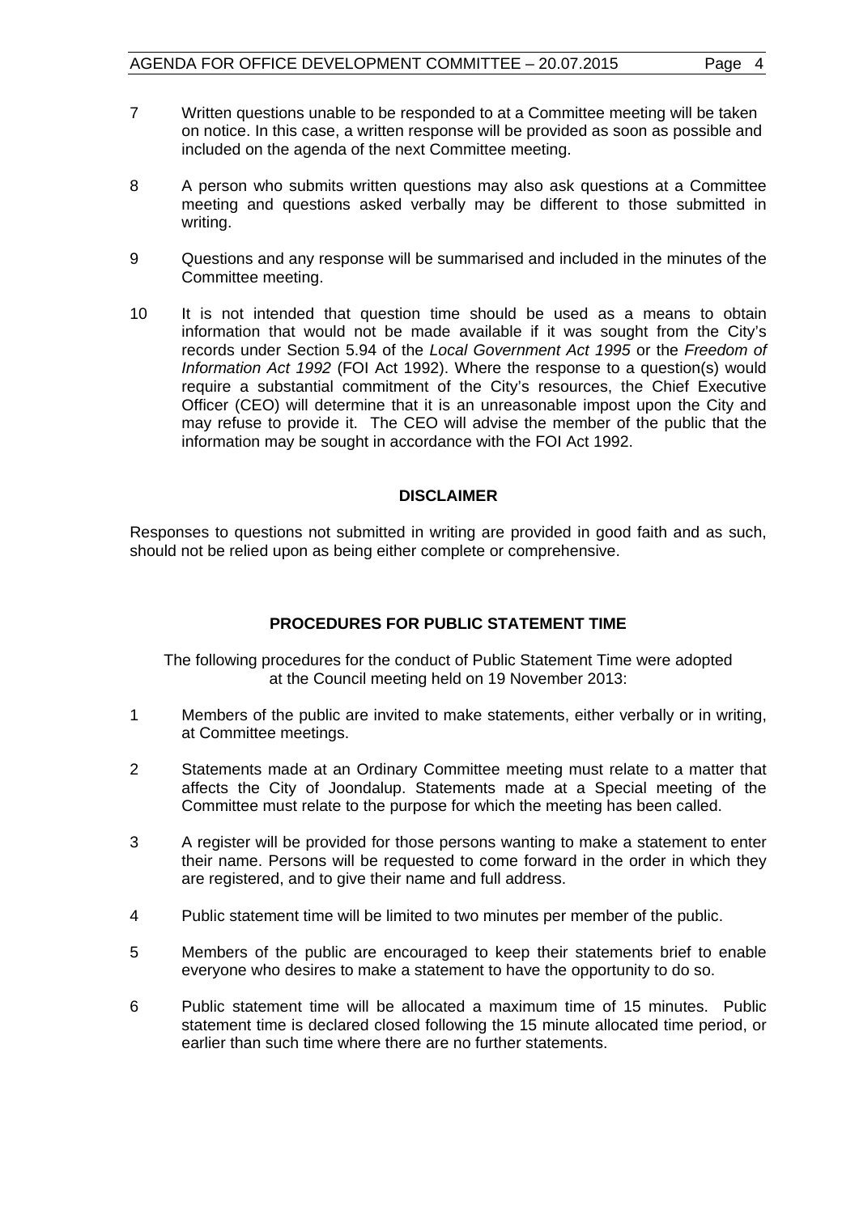7 Written questions unable to be responded to at a Committee meeting will be taken on notice. In this case, a written response will be provided as soon as possible and included on the agenda of the next Committee meeting.

8 A person who submits written questions may also ask questions at a Committee meeting and questions asked verbally may be different to those submitted in writing.

9 Questions and any response will be summarised and included in the minutes of the Committee meeting.

10 It is not intended that question time should be used as a means to obtain information that would not be made available if it was sought from the City's records under Section 5.94 of the *Local Government Act 1995* or the *Freedom of Information Act 1992* (FOI Act 1992). Where the response to a question(s) would require a substantial commitment of the City's resources, the Chief Executive Officer (CEO) will determine that it is an unreasonable impost upon the City and may refuse to provide it. The CEO will advise the member of the public that the information may be sought in accordance with the FOI Act 1992.

**DISCLAIMER**

Responses to questions not submitted in writing are provided in good faith and as such, should not be relied upon as being either complete or comprehensive.

**PROCEDURES FOR PUBLIC STATEMENT TIME**

The following procedures for the conduct of Public Statement Time were adopted at the Council meeting held on 19 November 2013:

1 Members of the public are invited to make statements, either verbally or in writing, at Committee meetings.

2 Statements made at an Ordinary Committee meeting must relate to a matter that affects the City of Joondalup. Statements made at a Special meeting of the Committee must relate to the purpose for which the meeting has been called.

3 A register will be provided for those persons wanting to make a statement to enter their name. Persons will be requested to come forward in the order in which they are registered, and to give their name and full address.

4 Public statement time will be limited to two minutes per member of the public.

5 Members of the public are encouraged to keep their statements brief to enable everyone who desires to make a statement to have the opportunity to do so.

6 Public statement time will be allocated a maximum time of 15 minutes. Public statement time is declared closed following the 15 minute allocated time period, or earlier than such time where there are no further statements.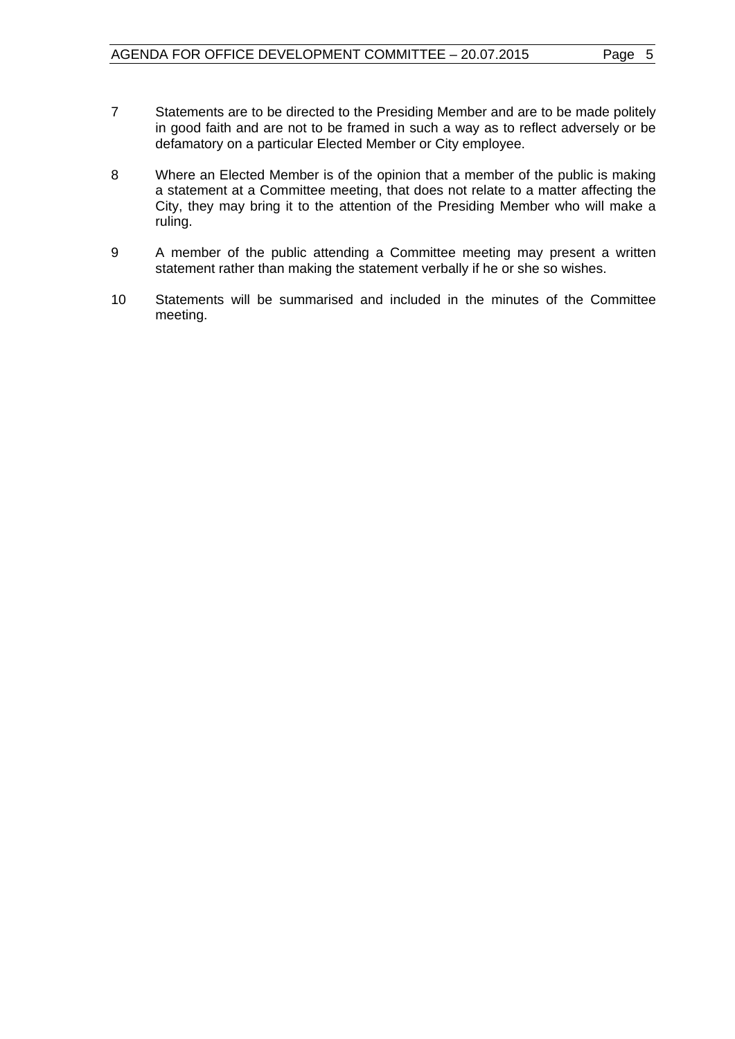7 Statements are to be directed to the Presiding Member and are to be made politely in good faith and are not to be framed in such a way as to reflect adversely or be defamatory on a particular Elected Member or City employee.

8 Where an Elected Member is of the opinion that a member of the public is making a statement at a Committee meeting, that does not relate to a matter affecting the City, they may bring it to the attention of the Presiding Member who will make a ruling.

9 A member of the public attending a Committee meeting may present a written statement rather than making the statement verbally if he or she so wishes.

10 Statements will be summarised and included in the minutes of the Committee meeting.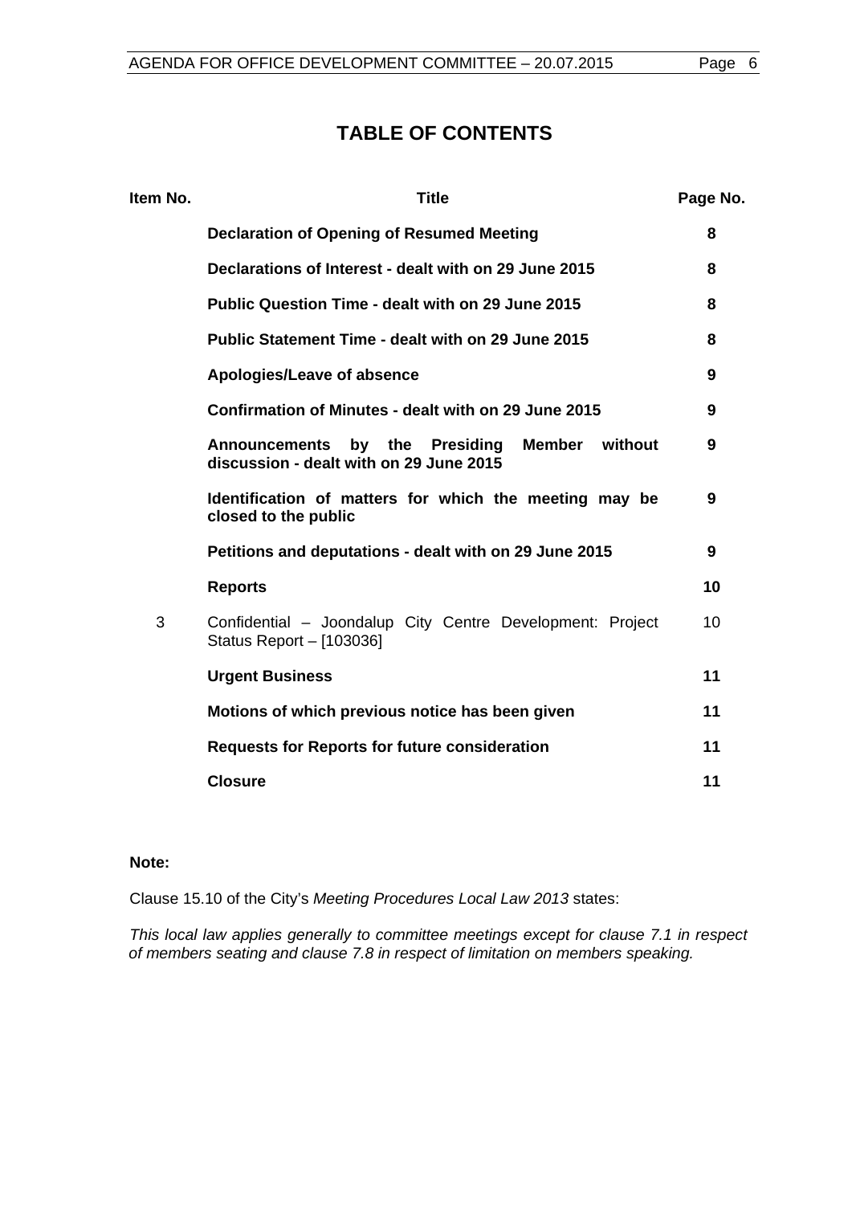# TABLE OF CONTENTS

| Item No. | Title | Page No. |
|---|---|---|
| | **Declaration of Opening of Resumed Meeting** | **8** |
| | **Declarations of Interest - dealt with on 29 June 2015** | **8** |
| | **Public Question Time - dealt with on 29 June 2015** | **8** |
| | **Public Statement Time - dealt with on 29 June 2015** | **8** |
| | **Apologies/Leave of absence** | **9** |
| | **Confirmation of Minutes - dealt with on 29 June 2015** | **9** |
| | **Announcements by the Presiding Member without discussion - dealt with on 29 June 2015** | **9** |
| | **Identification of matters for which the meeting may be closed to the public** | **9** |
| | **Petitions and deputations - dealt with on 29 June 2015** | **9** |
| | **Reports** | **10** |
| 3 | Confidential – Joondalup City Centre Development: Project Status Report – [103036] | 10 |
| | **Urgent Business** | **11** |
| | **Motions of which previous notice has been given** | **11** |
| | **Requests for Reports for future consideration** | **11** |
| | **Closure** | **11** |

**Note:**

Clause 15.10 of the City's *Meeting Procedures Local Law 2013* states:

*This local law applies generally to committee meetings except for clause 7.1 in respect of members seating and clause 7.8 in respect of limitation on members speaking.*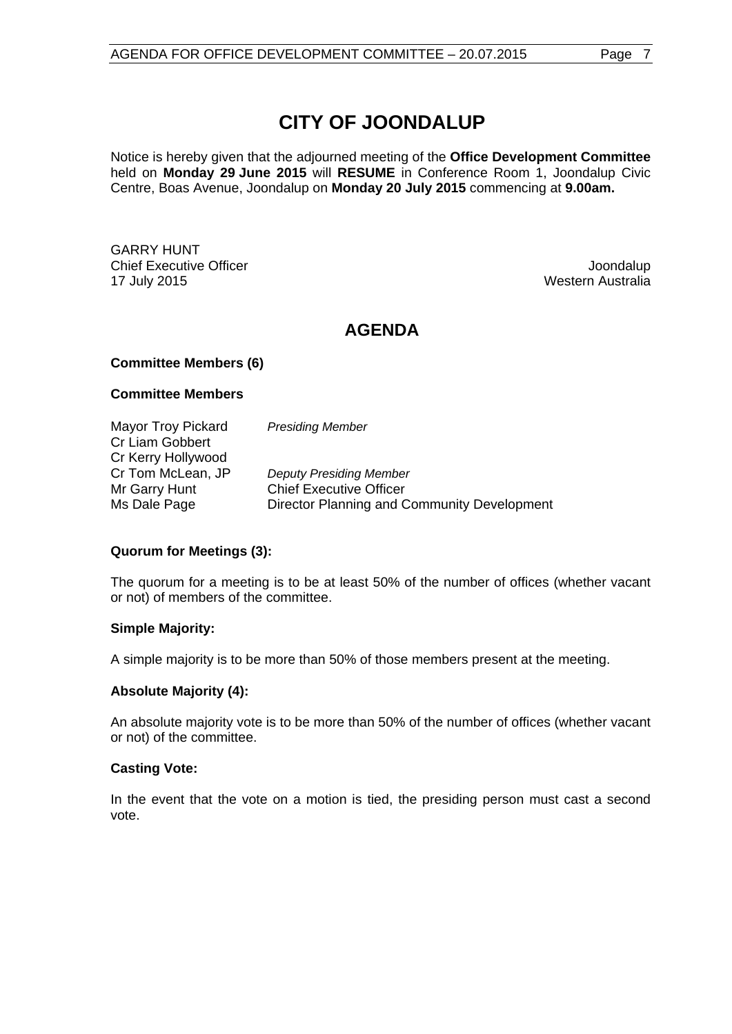# CITY OF JOONDALUP

Notice is hereby given that the adjourned meeting of the **Office Development Committee** held on **Monday 29 June 2015** will **RESUME** in Conference Room 1, Joondalup Civic Centre, Boas Avenue, Joondalup on **Monday 20 July 2015** commencing at **9.00am.**

GARRY HUNT
Chief Executive Officer
17 July 2015

Joondalup
Western Australia

## AGENDA

**Committee Members (6)**

**Committee Members**

| | |
|---|---|
| Mayor Troy Pickard | *Presiding Member* |
| Cr Liam Gobbert | |
| Cr Kerry Hollywood | |
| Cr Tom McLean, JP | *Deputy Presiding Member* |
| Mr Garry Hunt | Chief Executive Officer |
| Ms Dale Page | Director Planning and Community Development |

**Quorum for Meetings (3):**

The quorum for a meeting is to be at least 50% of the number of offices (whether vacant or not) of members of the committee.

**Simple Majority:**

A simple majority is to be more than 50% of those members present at the meeting.

**Absolute Majority (4):**

An absolute majority vote is to be more than 50% of the number of offices (whether vacant or not) of the committee.

**Casting Vote:**

In the event that the vote on a motion is tied, the presiding person must cast a second vote.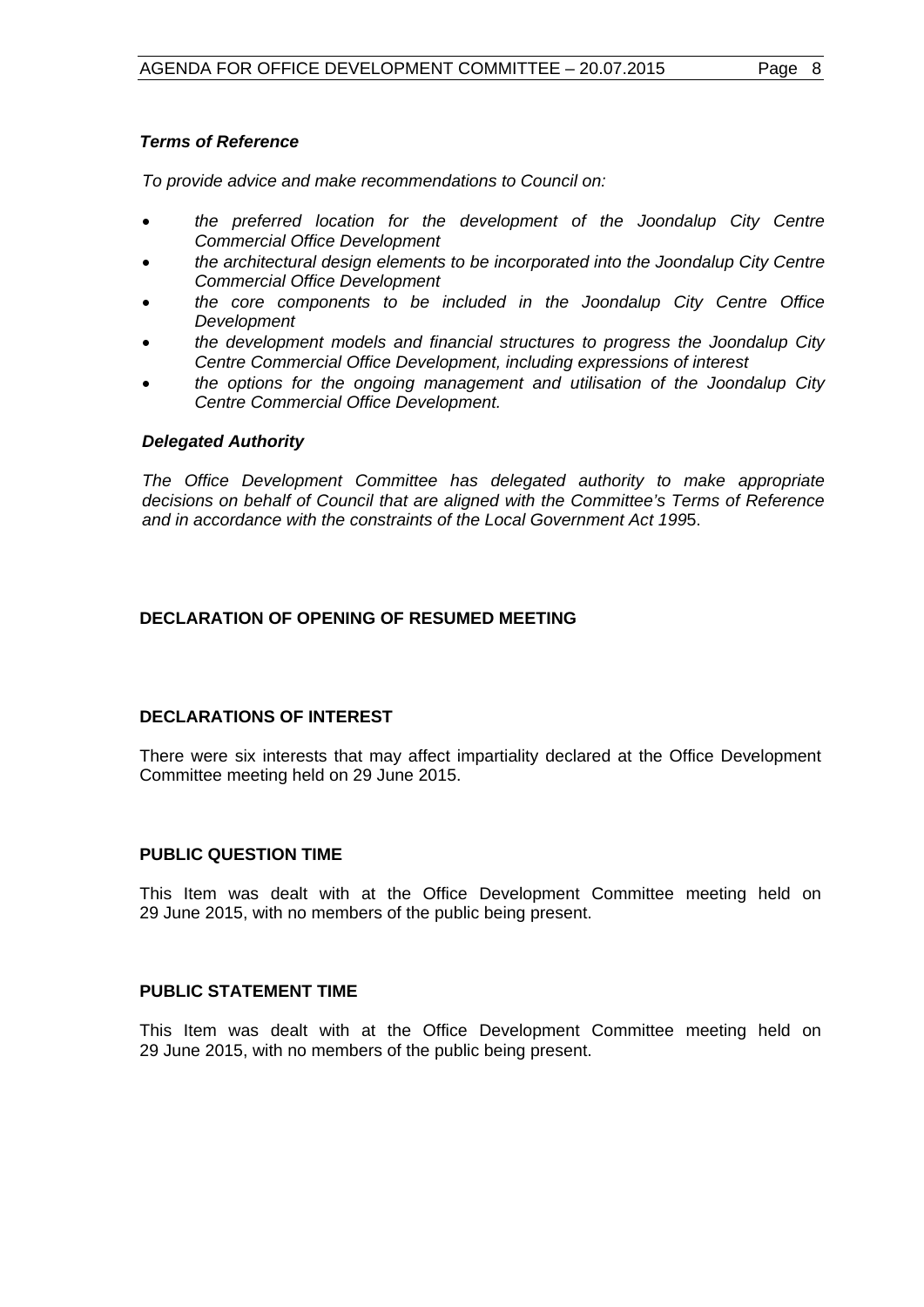***Terms of Reference***

*To provide advice and make recommendations to Council on:*

- *the preferred location for the development of the Joondalup City Centre Commercial Office Development*
- *the architectural design elements to be incorporated into the Joondalup City Centre Commercial Office Development*
- *the core components to be included in the Joondalup City Centre Office Development*
- *the development models and financial structures to progress the Joondalup City Centre Commercial Office Development, including expressions of interest*
- *the options for the ongoing management and utilisation of the Joondalup City Centre Commercial Office Development.*

***Delegated Authority***

*The Office Development Committee has delegated authority to make appropriate decisions on behalf of Council that are aligned with the Committee's Terms of Reference and in accordance with the constraints of the Local Government Act 199*5.

**DECLARATION OF OPENING OF RESUMED MEETING**

**DECLARATIONS OF INTEREST**

There were six interests that may affect impartiality declared at the Office Development Committee meeting held on 29 June 2015.

**PUBLIC QUESTION TIME**

This Item was dealt with at the Office Development Committee meeting held on 29 June 2015, with no members of the public being present.

**PUBLIC STATEMENT TIME**

This Item was dealt with at the Office Development Committee meeting held on 29 June 2015, with no members of the public being present.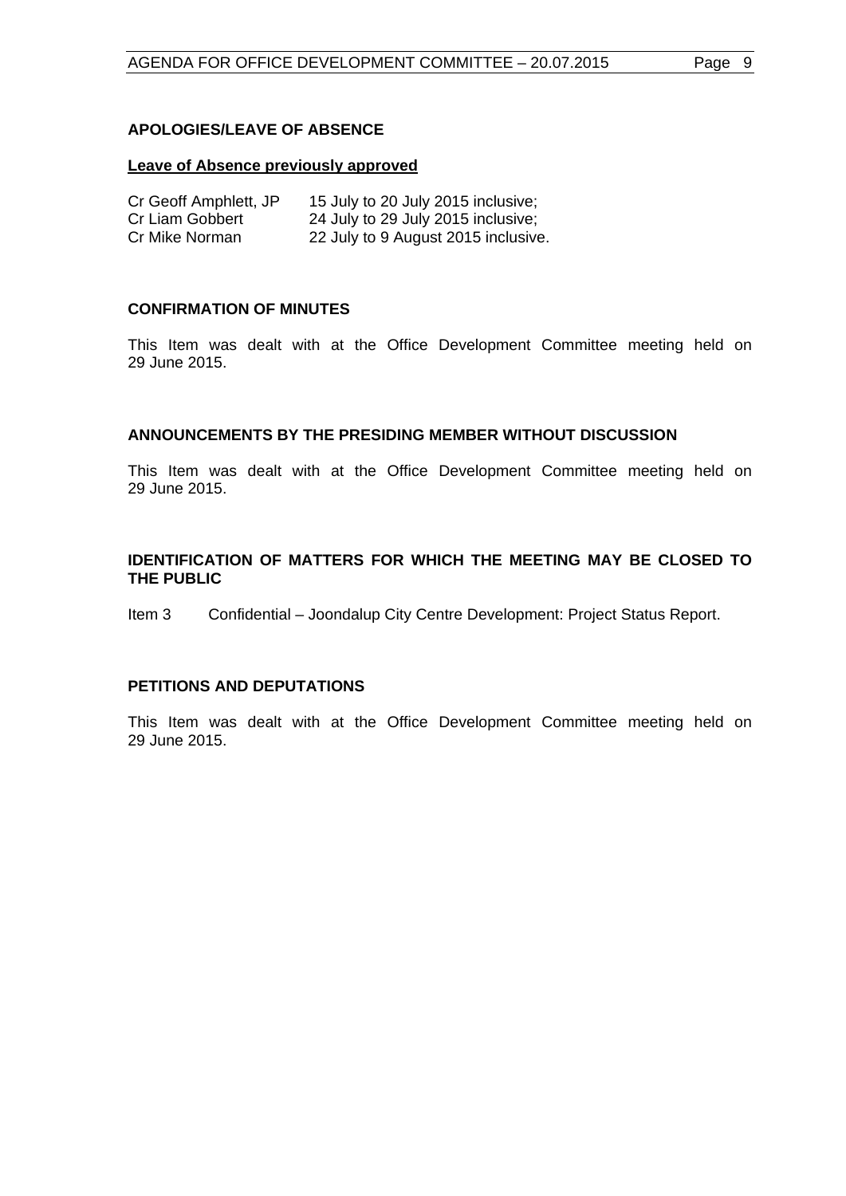## APOLOGIES/LEAVE OF ABSENCE

**Leave of Absence previously approved**

| | |
|---|---|
| Cr Geoff Amphlett, JP | 15 July to 20 July 2015 inclusive; |
| Cr Liam Gobbert | 24 July to 29 July 2015 inclusive; |
| Cr Mike Norman | 22 July to 9 August 2015 inclusive. |

## CONFIRMATION OF MINUTES

This Item was dealt with at the Office Development Committee meeting held on 29 June 2015.

## ANNOUNCEMENTS BY THE PRESIDING MEMBER WITHOUT DISCUSSION

This Item was dealt with at the Office Development Committee meeting held on 29 June 2015.

## IDENTIFICATION OF MATTERS FOR WHICH THE MEETING MAY BE CLOSED TO THE PUBLIC

Item 3 Confidential – Joondalup City Centre Development: Project Status Report.

## PETITIONS AND DEPUTATIONS

This Item was dealt with at the Office Development Committee meeting held on 29 June 2015.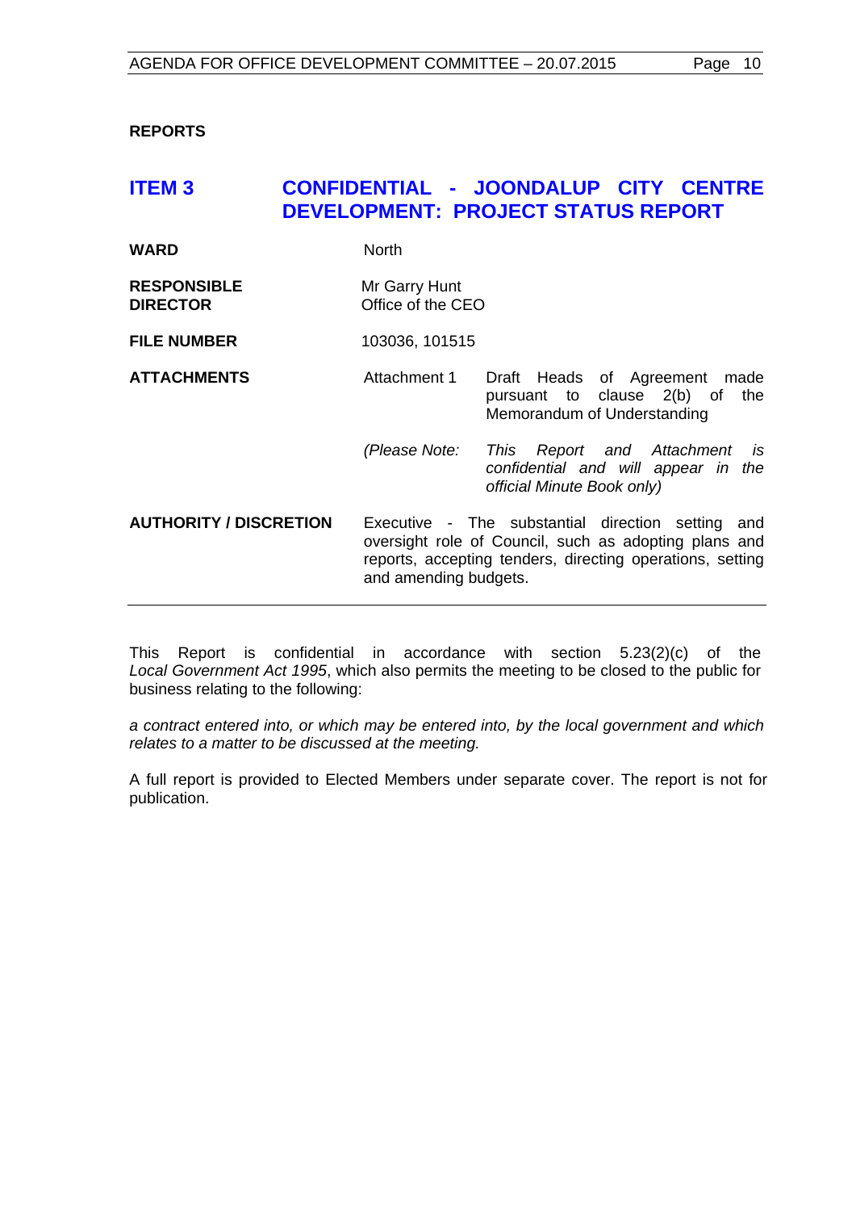**REPORTS**

## ITEM 3 CONFIDENTIAL - JOONDALUP CITY CENTRE DEVELOPMENT: PROJECT STATUS REPORT

| | | |
|---|---|---|
| **WARD** | North | |
| **RESPONSIBLE DIRECTOR** | Mr Garry Hunt<br>Office of the CEO | |
| **FILE NUMBER** | 103036, 101515 | |
| **ATTACHMENTS** | Attachment 1 | Draft Heads of Agreement made pursuant to clause 2(b) of the Memorandum of Understanding |
| | *(Please Note:* | *This Report and Attachment is confidential and will appear in the official Minute Book only)* |
| **AUTHORITY / DISCRETION** | Executive - The substantial direction setting and oversight role of Council, such as adopting plans and reports, accepting tenders, directing operations, setting and amending budgets. | |

This Report is confidential in accordance with section 5.23(2)(c) of the *Local Government Act 1995*, which also permits the meeting to be closed to the public for business relating to the following:

*a contract entered into, or which may be entered into, by the local government and which relates to a matter to be discussed at the meeting.*

A full report is provided to Elected Members under separate cover. The report is not for publication.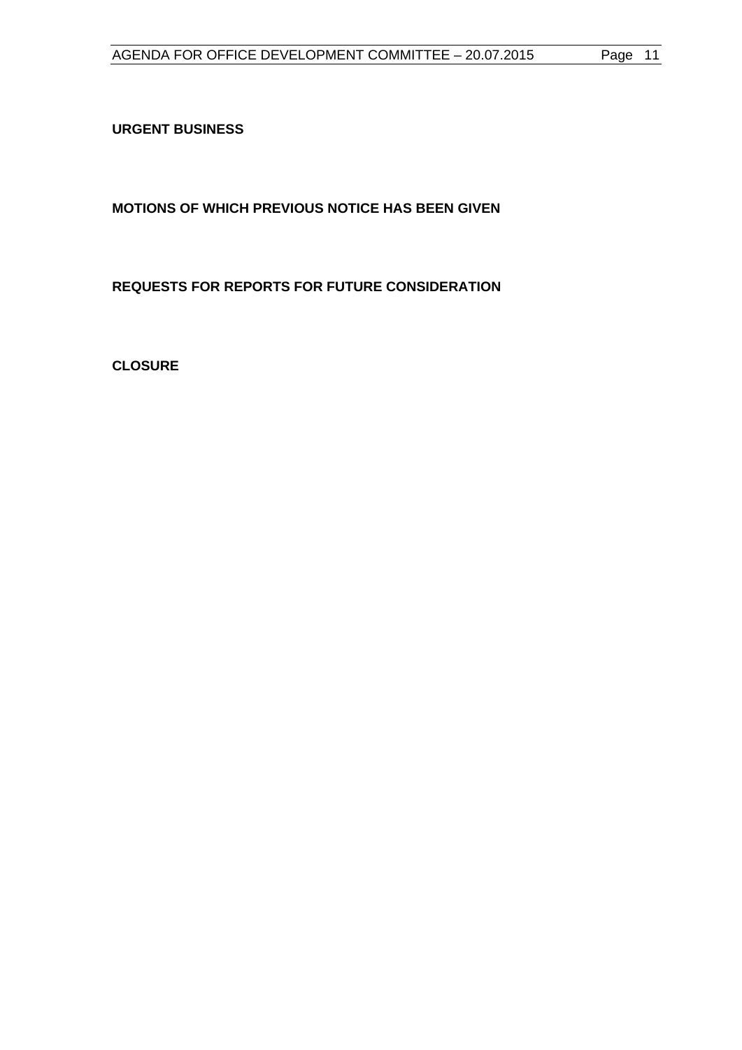**URGENT BUSINESS**

**MOTIONS OF WHICH PREVIOUS NOTICE HAS BEEN GIVEN**

**REQUESTS FOR REPORTS FOR FUTURE CONSIDERATION**

**CLOSURE**